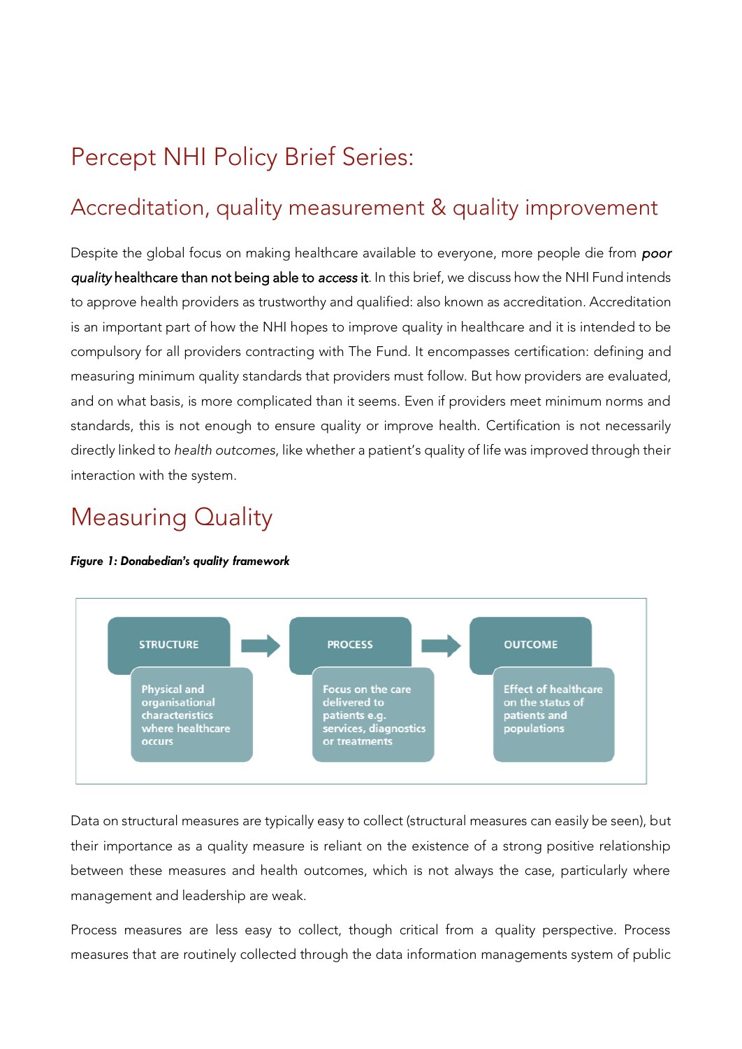# Percept NHI Policy Brief Series:

## Accreditation, quality measurement & quality improvement

Despite the global focus on making healthcare available to everyone, more people die from ***poor quality*** **healthcare than not being able to** ***access*** **it**. In this brief, we discuss how the NHI Fund intends to approve health providers as trustworthy and qualified: also known as accreditation. Accreditation is an important part of how the NHI hopes to improve quality in healthcare and it is intended to be compulsory for all providers contracting with The Fund. It encompasses certification: defining and measuring minimum quality standards that providers must follow. But how providers are evaluated, and on what basis, is more complicated than it seems. Even if providers meet minimum norms and standards, this is not enough to ensure quality or improve health. Certification is not necessarily directly linked to *health outcomes*, like whether a patient's quality of life was improved through their interaction with the system.

## Measuring Quality

***Figure 1: Donabedian's quality framework***

| STRUCTURE | → | PROCESS | → | OUTCOME |
|---|---|---|---|---|
| Physical and organisational characteristics where healthcare occurs | | Focus on the care delivered to patients e.g. services, diagnostics or treatments | | Effect of healthcare on the status of patients and populations |

Data on structural measures are typically easy to collect (structural measures can easily be seen), but their importance as a quality measure is reliant on the existence of a strong positive relationship between these measures and health outcomes, which is not always the case, particularly where management and leadership are weak.

Process measures are less easy to collect, though critical from a quality perspective. Process measures that are routinely collected through the data information managements system of public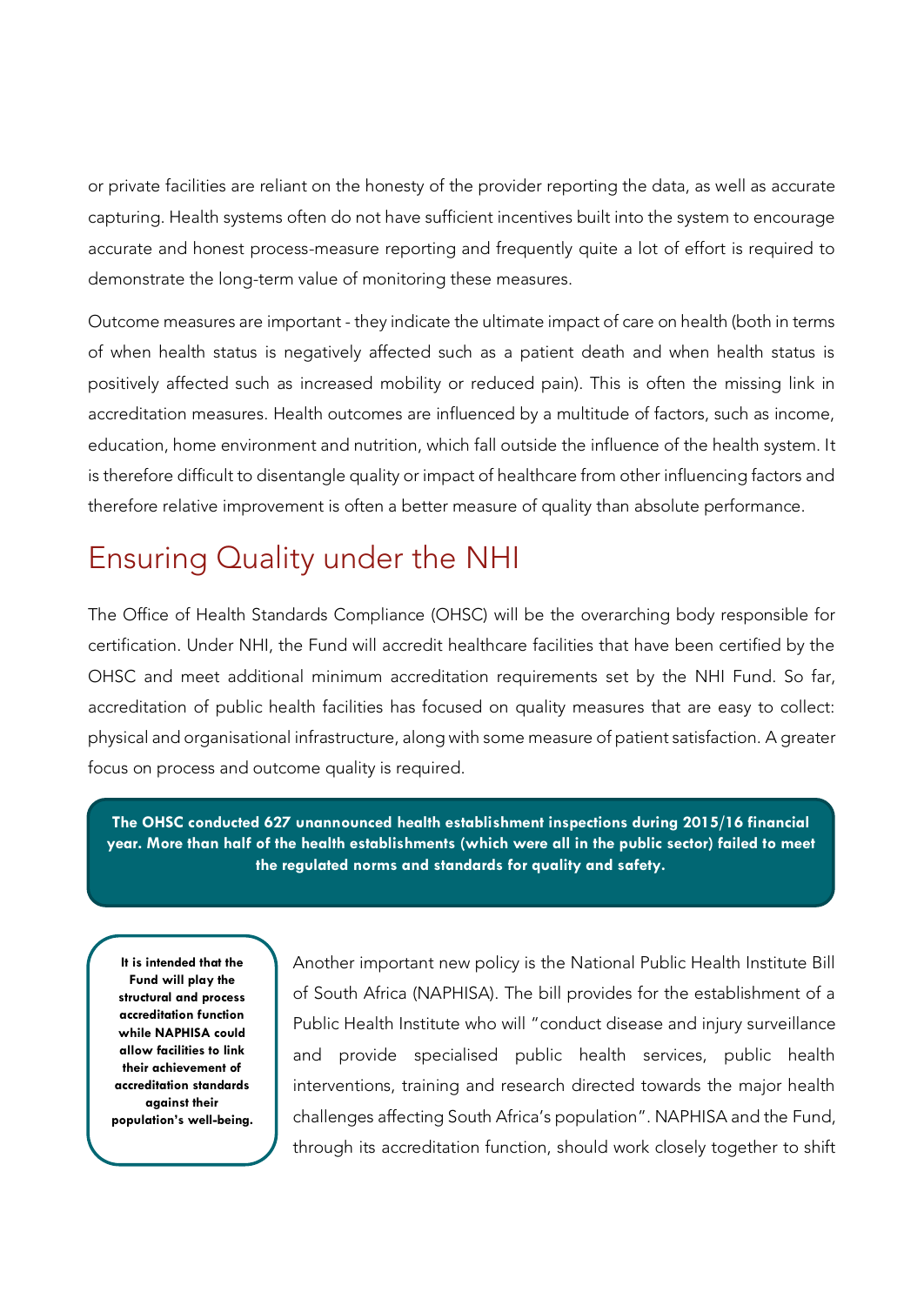or private facilities are reliant on the honesty of the provider reporting the data, as well as accurate capturing. Health systems often do not have sufficient incentives built into the system to encourage accurate and honest process-measure reporting and frequently quite a lot of effort is required to demonstrate the long-term value of monitoring these measures.

Outcome measures are important - they indicate the ultimate impact of care on health (both in terms of when health status is negatively affected such as a patient death and when health status is positively affected such as increased mobility or reduced pain). This is often the missing link in accreditation measures. Health outcomes are influenced by a multitude of factors, such as income, education, home environment and nutrition, which fall outside the influence of the health system. It is therefore difficult to disentangle quality or impact of healthcare from other influencing factors and therefore relative improvement is often a better measure of quality than absolute performance.

## Ensuring Quality under the NHI

The Office of Health Standards Compliance (OHSC) will be the overarching body responsible for certification. Under NHI, the Fund will accredit healthcare facilities that have been certified by the OHSC and meet additional minimum accreditation requirements set by the NHI Fund. So far, accreditation of public health facilities has focused on quality measures that are easy to collect: physical and organisational infrastructure, along with some measure of patient satisfaction. A greater focus on process and outcome quality is required.

**The OHSC conducted 627 unannounced health establishment inspections during 2015/16 financial year. More than half of the health establishments (which were all in the public sector) failed to meet the regulated norms and standards for quality and safety.**

**It is intended that the Fund will play the structural and process accreditation function while NAPHISA could allow facilities to link their achievement of accreditation standards against their population's well-being.**

Another important new policy is the National Public Health Institute Bill of South Africa (NAPHISA). The bill provides for the establishment of a Public Health Institute who will "conduct disease and injury surveillance and provide specialised public health services, public health interventions, training and research directed towards the major health challenges affecting South Africa's population". NAPHISA and the Fund, through its accreditation function, should work closely together to shift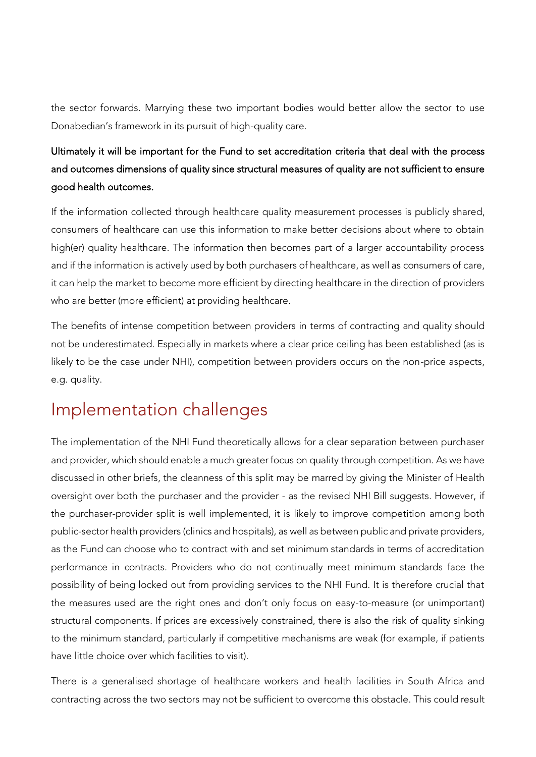the sector forwards. Marrying these two important bodies would better allow the sector to use Donabedian's framework in its pursuit of high-quality care.

**Ultimately it will be important for the Fund to set accreditation criteria that deal with the process and outcomes dimensions of quality since structural measures of quality are not sufficient to ensure good health outcomes.**

If the information collected through healthcare quality measurement processes is publicly shared, consumers of healthcare can use this information to make better decisions about where to obtain high(er) quality healthcare. The information then becomes part of a larger accountability process and if the information is actively used by both purchasers of healthcare, as well as consumers of care, it can help the market to become more efficient by directing healthcare in the direction of providers who are better (more efficient) at providing healthcare.

The benefits of intense competition between providers in terms of contracting and quality should not be underestimated. Especially in markets where a clear price ceiling has been established (as is likely to be the case under NHI), competition between providers occurs on the non-price aspects, e.g. quality.

## Implementation challenges

The implementation of the NHI Fund theoretically allows for a clear separation between purchaser and provider, which should enable a much greater focus on quality through competition. As we have discussed in other briefs, the cleanness of this split may be marred by giving the Minister of Health oversight over both the purchaser and the provider - as the revised NHI Bill suggests. However, if the purchaser-provider split is well implemented, it is likely to improve competition among both public-sector health providers (clinics and hospitals), as well as between public and private providers, as the Fund can choose who to contract with and set minimum standards in terms of accreditation performance in contracts. Providers who do not continually meet minimum standards face the possibility of being locked out from providing services to the NHI Fund. It is therefore crucial that the measures used are the right ones and don't only focus on easy-to-measure (or unimportant) structural components. If prices are excessively constrained, there is also the risk of quality sinking to the minimum standard, particularly if competitive mechanisms are weak (for example, if patients have little choice over which facilities to visit).

There is a generalised shortage of healthcare workers and health facilities in South Africa and contracting across the two sectors may not be sufficient to overcome this obstacle. This could result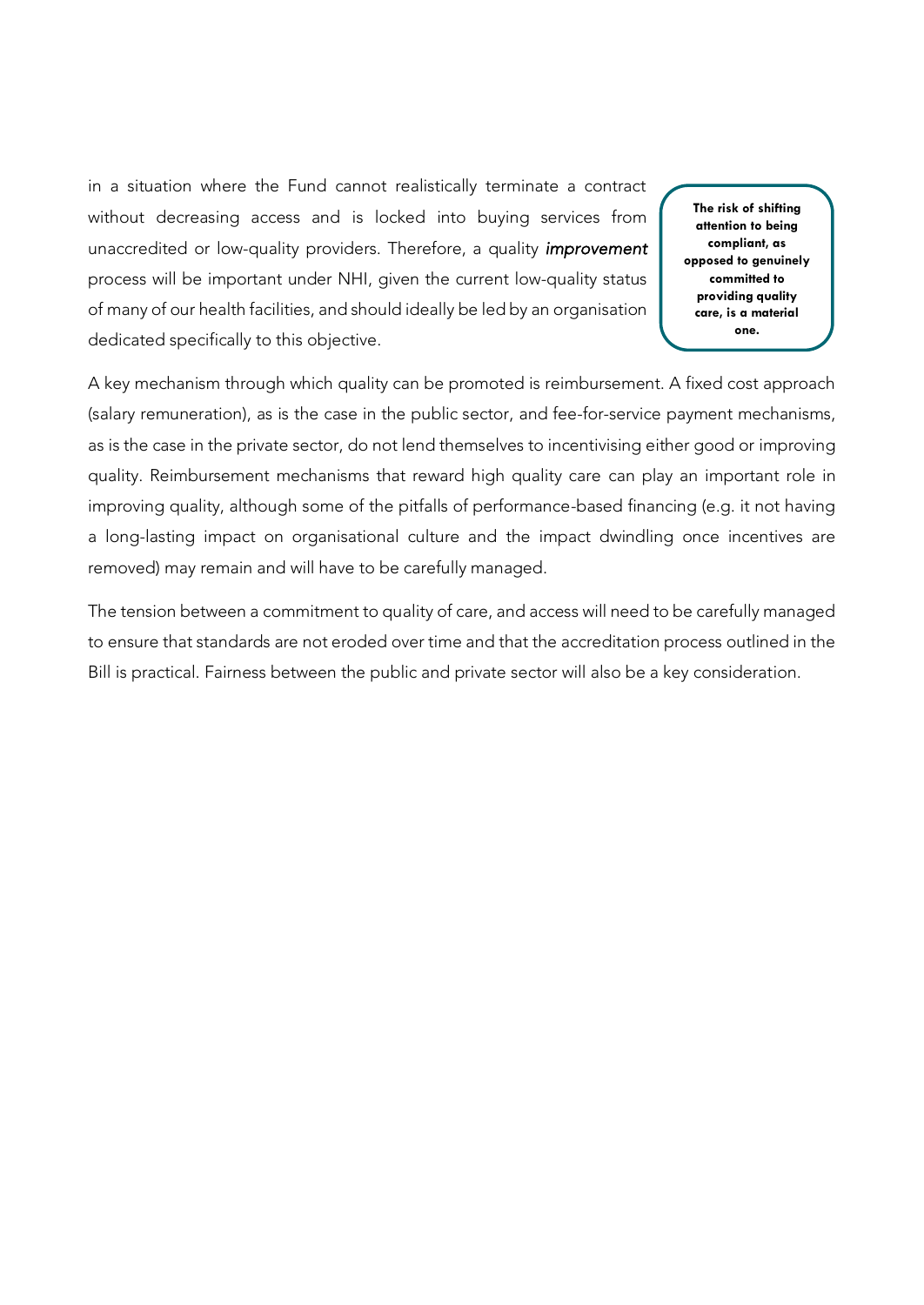in a situation where the Fund cannot realistically terminate a contract without decreasing access and is locked into buying services from unaccredited or low-quality providers. Therefore, a quality ***improvement*** process will be important under NHI, given the current low-quality status of many of our health facilities, and should ideally be led by an organisation dedicated specifically to this objective.

**The risk of shifting attention to being compliant, as opposed to genuinely committed to providing quality care, is a material one.**

A key mechanism through which quality can be promoted is reimbursement. A fixed cost approach (salary remuneration), as is the case in the public sector, and fee-for-service payment mechanisms, as is the case in the private sector, do not lend themselves to incentivising either good or improving quality. Reimbursement mechanisms that reward high quality care can play an important role in improving quality, although some of the pitfalls of performance-based financing (e.g. it not having a long-lasting impact on organisational culture and the impact dwindling once incentives are removed) may remain and will have to be carefully managed.

The tension between a commitment to quality of care, and access will need to be carefully managed to ensure that standards are not eroded over time and that the accreditation process outlined in the Bill is practical. Fairness between the public and private sector will also be a key consideration.